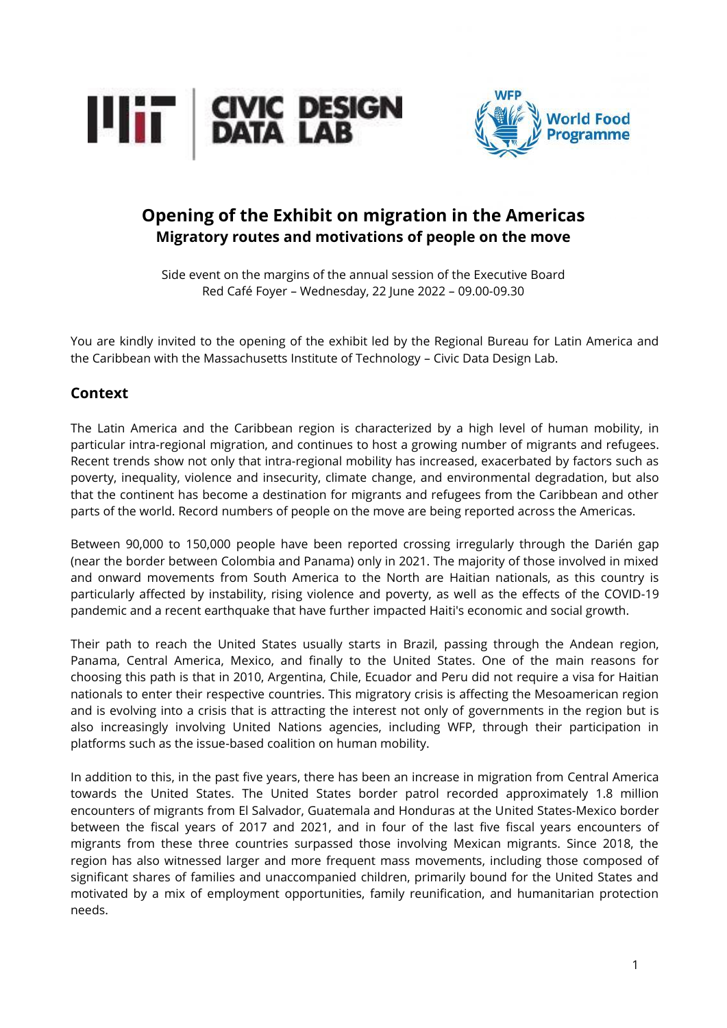MIT | CIVIC DESIGN DATA LAB

WFP World Food Programme

# Opening of the Exhibit on migration in the Americas

## Migratory routes and motivations of people on the move

Side event on the margins of the annual session of the Executive Board
Red Café Foyer – Wednesday, 22 June 2022 – 09.00-09.30

You are kindly invited to the opening of the exhibit led by the Regional Bureau for Latin America and the Caribbean with the Massachusetts Institute of Technology – Civic Data Design Lab.

## Context

The Latin America and the Caribbean region is characterized by a high level of human mobility, in particular intra-regional migration, and continues to host a growing number of migrants and refugees. Recent trends show not only that intra-regional mobility has increased, exacerbated by factors such as poverty, inequality, violence and insecurity, climate change, and environmental degradation, but also that the continent has become a destination for migrants and refugees from the Caribbean and other parts of the world. Record numbers of people on the move are being reported across the Americas.

Between 90,000 to 150,000 people have been reported crossing irregularly through the Darién gap (near the border between Colombia and Panama) only in 2021. The majority of those involved in mixed and onward movements from South America to the North are Haitian nationals, as this country is particularly affected by instability, rising violence and poverty, as well as the effects of the COVID-19 pandemic and a recent earthquake that have further impacted Haiti's economic and social growth.

Their path to reach the United States usually starts in Brazil, passing through the Andean region, Panama, Central America, Mexico, and finally to the United States. One of the main reasons for choosing this path is that in 2010, Argentina, Chile, Ecuador and Peru did not require a visa for Haitian nationals to enter their respective countries. This migratory crisis is affecting the Mesoamerican region and is evolving into a crisis that is attracting the interest not only of governments in the region but is also increasingly involving United Nations agencies, including WFP, through their participation in platforms such as the issue-based coalition on human mobility.

In addition to this, in the past five years, there has been an increase in migration from Central America towards the United States. The United States border patrol recorded approximately 1.8 million encounters of migrants from El Salvador, Guatemala and Honduras at the United States-Mexico border between the fiscal years of 2017 and 2021, and in four of the last five fiscal years encounters of migrants from these three countries surpassed those involving Mexican migrants. Since 2018, the region has also witnessed larger and more frequent mass movements, including those composed of significant shares of families and unaccompanied children, primarily bound for the United States and motivated by a mix of employment opportunities, family reunification, and humanitarian protection needs.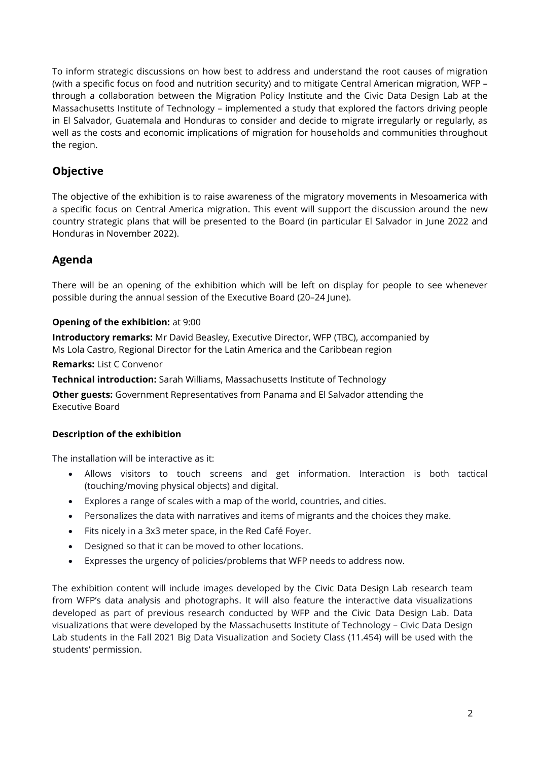To inform strategic discussions on how best to address and understand the root causes of migration (with a specific focus on food and nutrition security) and to mitigate Central American migration, WFP – through a collaboration between the Migration Policy Institute and the Civic Data Design Lab at the Massachusetts Institute of Technology – implemented a study that explored the factors driving people in El Salvador, Guatemala and Honduras to consider and decide to migrate irregularly or regularly, as well as the costs and economic implications of migration for households and communities throughout the region.

## Objective

The objective of the exhibition is to raise awareness of the migratory movements in Mesoamerica with a specific focus on Central America migration. This event will support the discussion around the new country strategic plans that will be presented to the Board (in particular El Salvador in June 2022 and Honduras in November 2022).

## Agenda

There will be an opening of the exhibition which will be left on display for people to see whenever possible during the annual session of the Executive Board (20–24 June).

**Opening of the exhibition:** at 9:00

**Introductory remarks:** Mr David Beasley, Executive Director, WFP (TBC), accompanied by Ms Lola Castro, Regional Director for the Latin America and the Caribbean region

**Remarks:** List C Convenor

**Technical introduction:** Sarah Williams, Massachusetts Institute of Technology

**Other guests:** Government Representatives from Panama and El Salvador attending the Executive Board

**Description of the exhibition**

The installation will be interactive as it:

- Allows visitors to touch screens and get information. Interaction is both tactical (touching/moving physical objects) and digital.
- Explores a range of scales with a map of the world, countries, and cities.
- Personalizes the data with narratives and items of migrants and the choices they make.
- Fits nicely in a 3x3 meter space, in the Red Café Foyer.
- Designed so that it can be moved to other locations.
- Expresses the urgency of policies/problems that WFP needs to address now.

The exhibition content will include images developed by the Civic Data Design Lab research team from WFP's data analysis and photographs. It will also feature the interactive data visualizations developed as part of previous research conducted by WFP and the Civic Data Design Lab. Data visualizations that were developed by the Massachusetts Institute of Technology – Civic Data Design Lab students in the Fall 2021 Big Data Visualization and Society Class (11.454) will be used with the students' permission.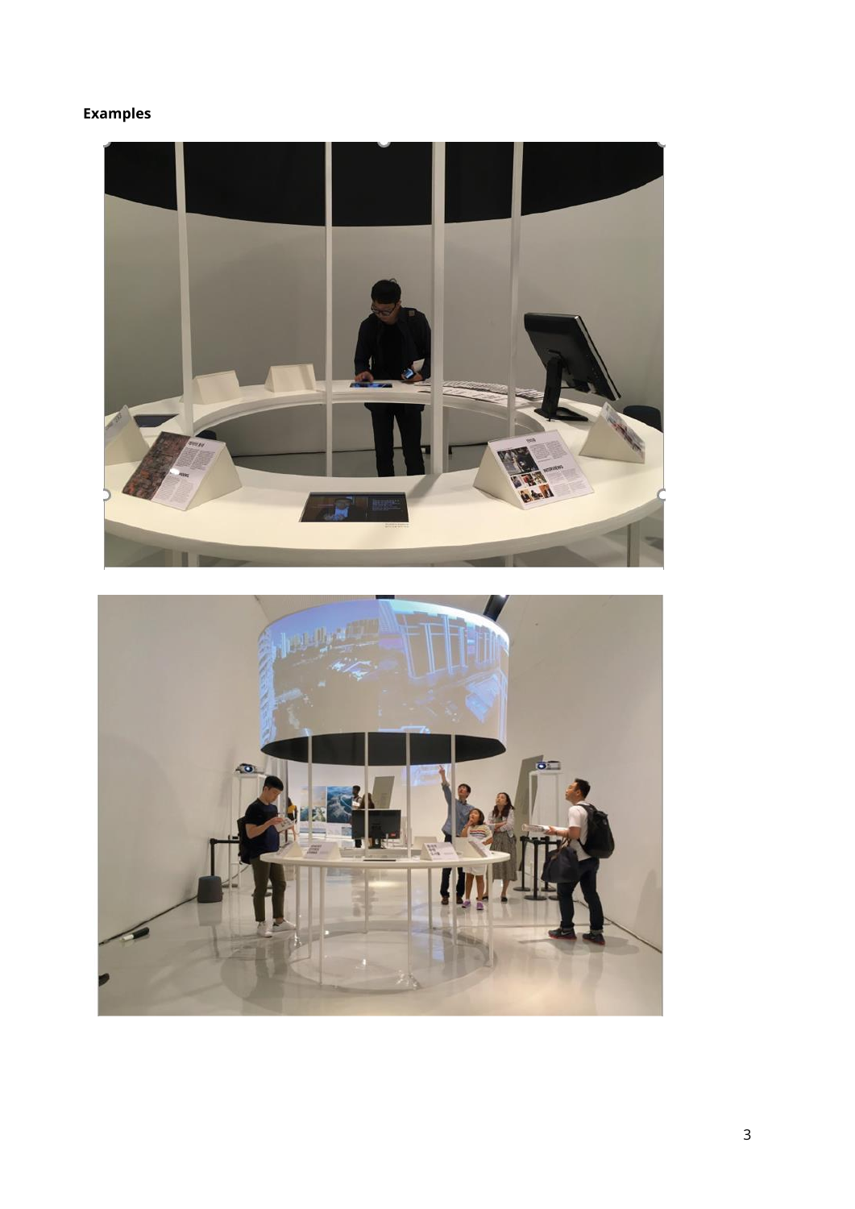**Examples**